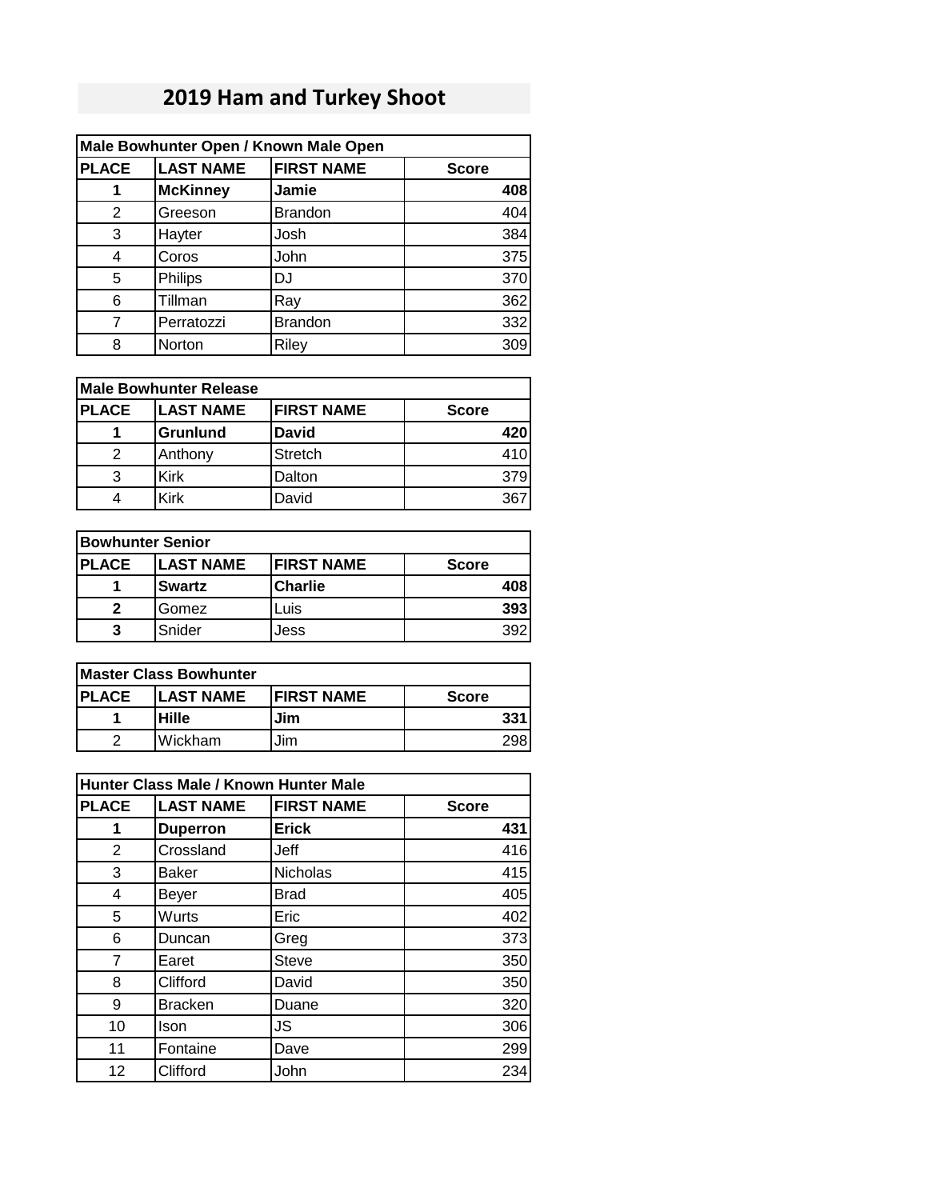# 2019 Ham and Turkey Shoot

| Male Bowhunter Open / Known Male Open | | | |
|---|---|---|---|
| **PLACE** | **LAST NAME** | **FIRST NAME** | **Score** |
| **1** | **McKinney** | **Jamie** | **408** |
| 2 | Greeson | Brandon | 404 |
| 3 | Hayter | Josh | 384 |
| 4 | Coros | John | 375 |
| 5 | Philips | DJ | 370 |
| 6 | Tillman | Ray | 362 |
| 7 | Perratozzi | Brandon | 332 |
| 8 | Norton | Riley | 309 |

| Male Bowhunter Release | | | |
|---|---|---|---|
| **PLACE** | **LAST NAME** | **FIRST NAME** | **Score** |
| **1** | **Grunlund** | **David** | **420** |
| 2 | Anthony | Stretch | 410 |
| 3 | Kirk | Dalton | 379 |
| 4 | Kirk | David | 367 |

| Bowhunter Senior | | | |
|---|---|---|---|
| **PLACE** | **LAST NAME** | **FIRST NAME** | **Score** |
| **1** | **Swartz** | **Charlie** | **408** |
| **2** | Gomez | Luis | **393** |
| **3** | Snider | Jess | 392 |

| Master Class Bowhunter | | | |
|---|---|---|---|
| **PLACE** | **LAST NAME** | **FIRST NAME** | **Score** |
| **1** | **Hille** | **Jim** | **331** |
| 2 | Wickham | Jim | 298 |

| Hunter Class Male / Known Hunter Male | | | |
|---|---|---|---|
| **PLACE** | **LAST NAME** | **FIRST NAME** | **Score** |
| **1** | **Duperron** | **Erick** | **431** |
| 2 | Crossland | Jeff | 416 |
| 3 | Baker | Nicholas | 415 |
| 4 | Beyer | Brad | 405 |
| 5 | Wurts | Eric | 402 |
| 6 | Duncan | Greg | 373 |
| 7 | Earet | Steve | 350 |
| 8 | Clifford | David | 350 |
| 9 | Bracken | Duane | 320 |
| 10 | Ison | JS | 306 |
| 11 | Fontaine | Dave | 299 |
| 12 | Clifford | John | 234 |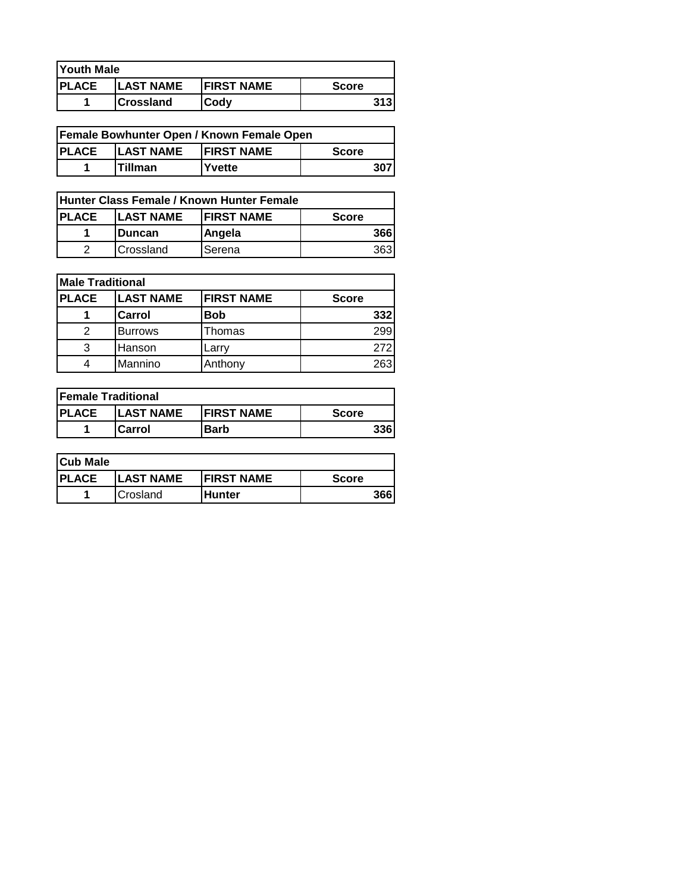| Youth Male | | | |
|---|---|---|---|
| **PLACE** | **LAST NAME** | **FIRST NAME** | **Score** |
| **1** | **Crossland** | **Cody** | **313** |

| Female Bowhunter Open / Known Female Open | | | |
|---|---|---|---|
| **PLACE** | **LAST NAME** | **FIRST NAME** | **Score** |
| **1** | **Tillman** | **Yvette** | **307** |

| Hunter Class Female / Known Hunter Female | | | |
|---|---|---|---|
| **PLACE** | **LAST NAME** | **FIRST NAME** | **Score** |
| **1** | **Duncan** | **Angela** | **366** |
| 2 | Crossland | Serena | 363 |

| Male Traditional | | | |
|---|---|---|---|
| **PLACE** | **LAST NAME** | **FIRST NAME** | **Score** |
| **1** | **Carrol** | **Bob** | **332** |
| 2 | Burrows | Thomas | 299 |
| 3 | Hanson | Larry | 272 |
| 4 | Mannino | Anthony | 263 |

| Female Traditional | | | |
|---|---|---|---|
| **PLACE** | **LAST NAME** | **FIRST NAME** | **Score** |
| **1** | **Carrol** | **Barb** | **336** |

| Cub Male | | | |
|---|---|---|---|
| **PLACE** | **LAST NAME** | **FIRST NAME** | **Score** |
| **1** | Crosland | **Hunter** | **366** |